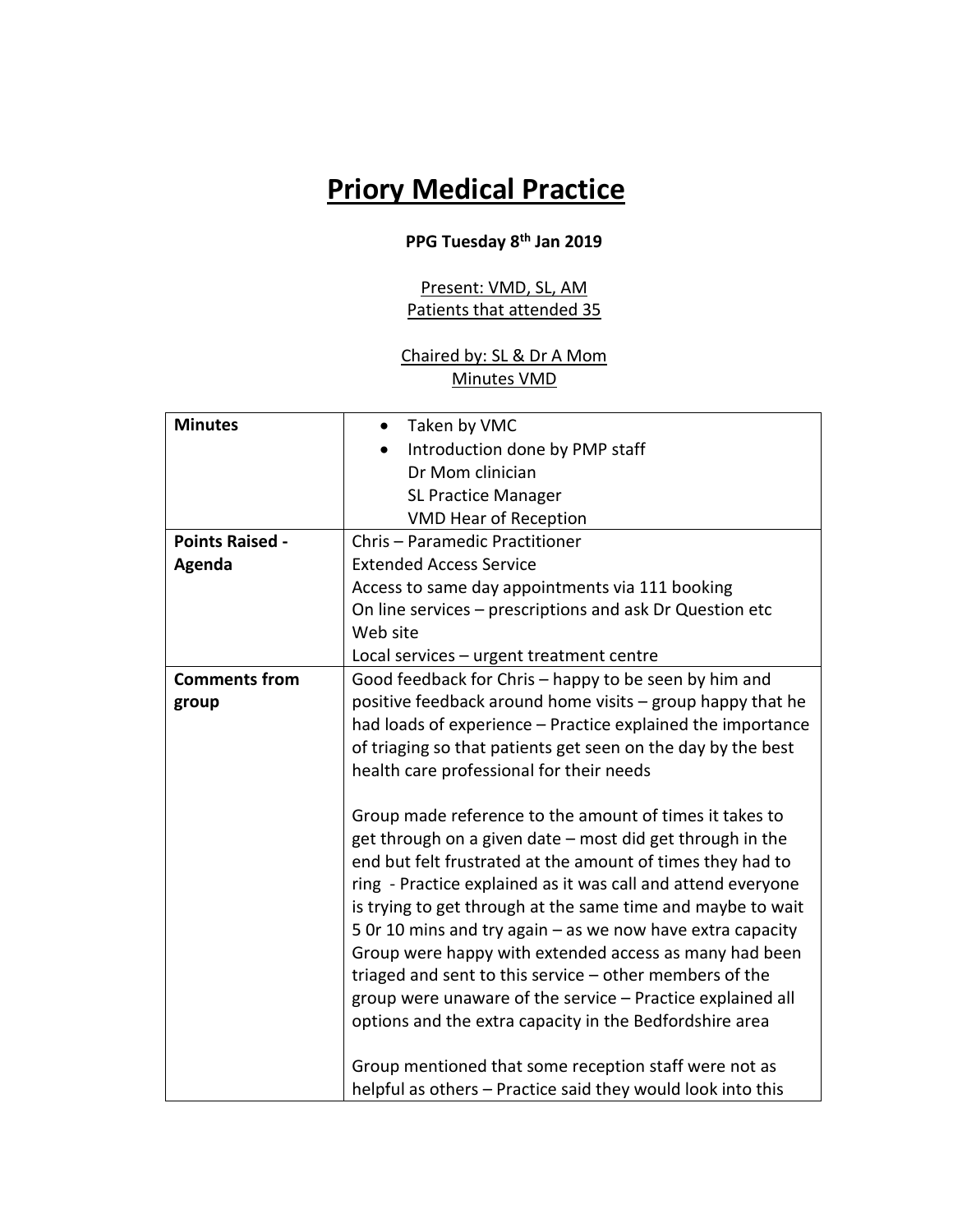# Priory Medical Practice

**PPG Tuesday 8th Jan 2019**

Present: VMD, SL, AM
Patients that attended 35

Chaired by: SL & Dr A Mom
Minutes VMD

| | |
|---|---|
| **Minutes** | • Taken by VMC<br>• Introduction done by PMP staff<br>Dr Mom clinician<br>SL Practice Manager<br>VMD Hear of Reception |
| **Points Raised - Agenda** | Chris – Paramedic Practitioner<br>Extended Access Service<br>Access to same day appointments via 111 booking<br>On line services – prescriptions and ask Dr Question etc<br>Web site<br>Local services – urgent treatment centre |
| **Comments from group** | Good feedback for Chris – happy to be seen by him and positive feedback around home visits – group happy that he had loads of experience – Practice explained the importance of triaging so that patients get seen on the day by the best health care professional for their needs<br><br>Group made reference to the amount of times it takes to get through on a given date – most did get through in the end but felt frustrated at the amount of times they had to ring - Practice explained as it was call and attend everyone is trying to get through at the same time and maybe to wait 5 0r 10 mins and try again – as we now have extra capacity<br>Group were happy with extended access as many had been triaged and sent to this service – other members of the group were unaware of the service – Practice explained all options and the extra capacity in the Bedfordshire area<br><br>Group mentioned that some reception staff were not as helpful as others – Practice said they would look into this |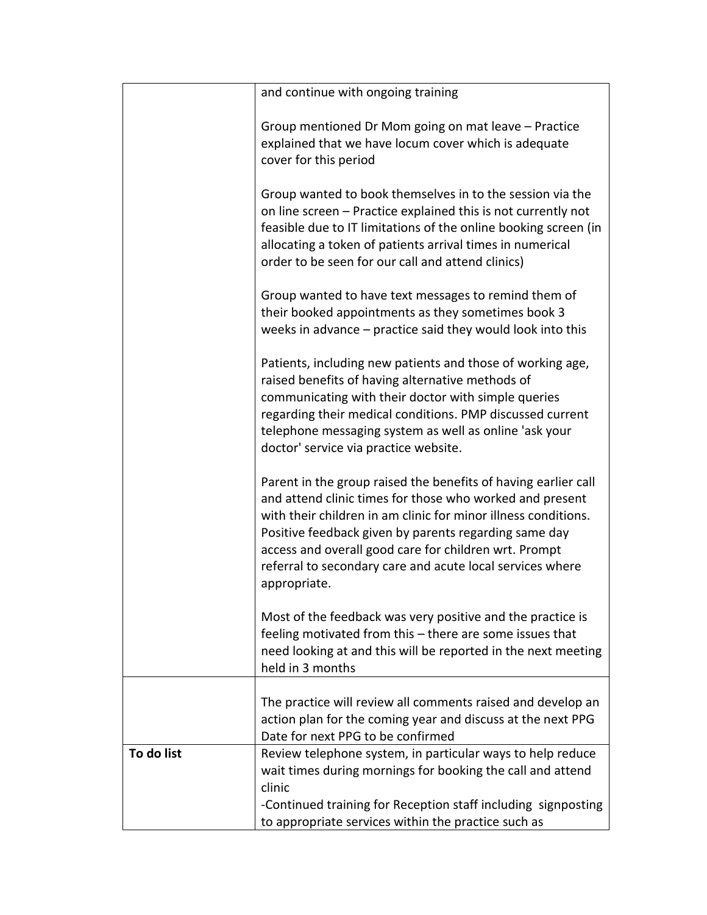| | |
|---|---|
| | and continue with ongoing training<br><br>Group mentioned Dr Mom going on mat leave – Practice explained that we have locum cover which is adequate cover for this period<br><br>Group wanted to book themselves in to the session via the on line screen – Practice explained this is not currently not feasible due to IT limitations of the online booking screen (in allocating a token of patients arrival times in numerical order to be seen for our call and attend clinics)<br><br>Group wanted to have text messages to remind them of their booked appointments as they sometimes book 3 weeks in advance – practice said they would look into this<br><br>Patients, including new patients and those of working age, raised benefits of having alternative methods of communicating with their doctor with simple queries regarding their medical conditions. PMP discussed current telephone messaging system as well as online 'ask your doctor' service via practice website.<br><br>Parent in the group raised the benefits of having earlier call and attend clinic times for those who worked and present with their children in am clinic for minor illness conditions. Positive feedback given by parents regarding same day access and overall good care for children wrt. Prompt referral to secondary care and acute local services where appropriate.<br><br>Most of the feedback was very positive and the practice is feeling motivated from this – there are some issues that need looking at and this will be reported in the next meeting held in 3 months |
| | The practice will review all comments raised and develop an action plan for the coming year and discuss at the next PPG<br>Date for next PPG to be confirmed |
| **To do list** | Review telephone system, in particular ways to help reduce wait times during mornings for booking the call and attend clinic<br>-Continued training for Reception staff including signposting to appropriate services within the practice such as |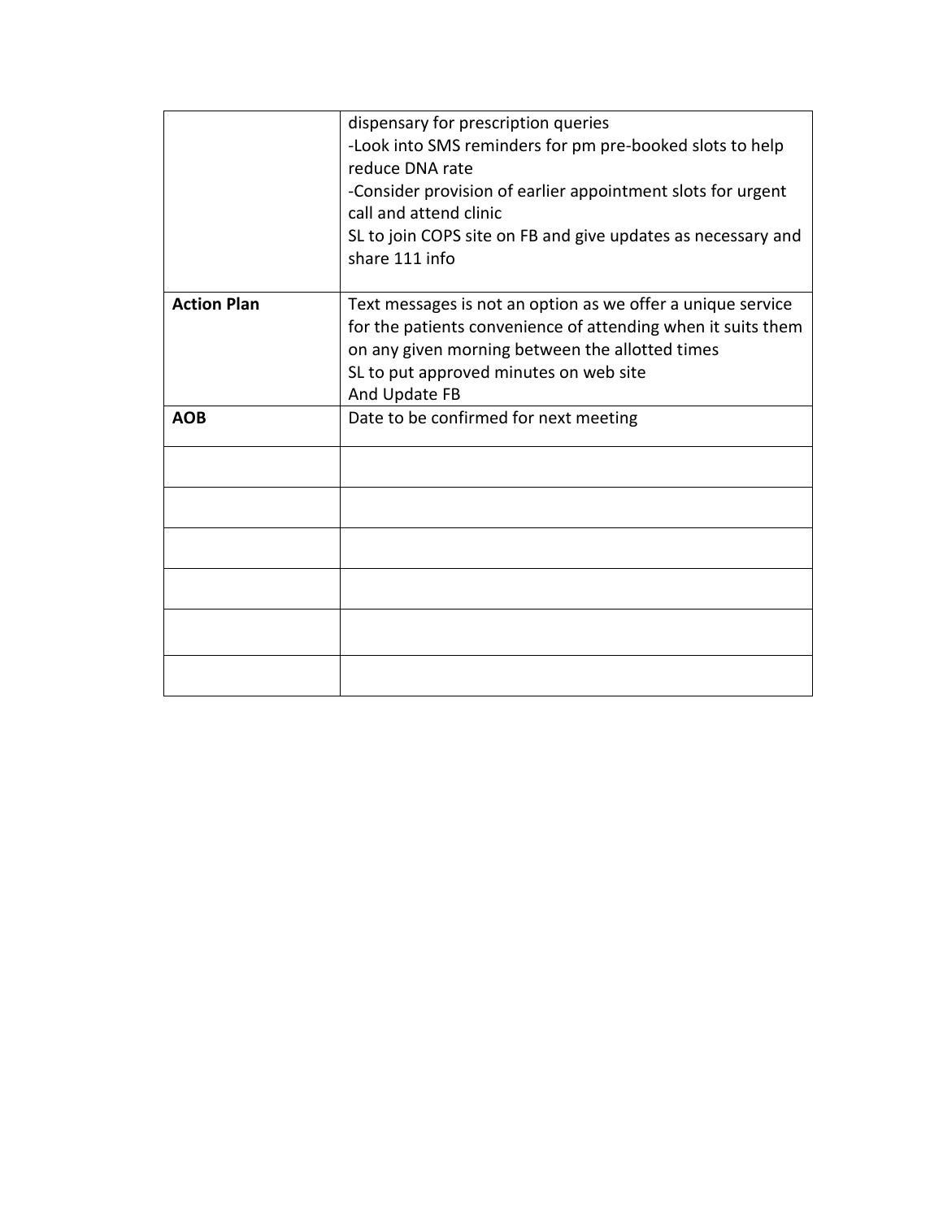| | |
|---|---|
| | dispensary for prescription queries<br>-Look into SMS reminders for pm pre-booked slots to help reduce DNA rate<br>-Consider provision of earlier appointment slots for urgent call and attend clinic<br>SL to join COPS site on FB and give updates as necessary and share 111 info |
| **Action Plan** | Text messages is not an option as we offer a unique service for the patients convenience of attending when it suits them on any given morning between the allotted times<br>SL to put approved minutes on web site<br>And Update FB |
| **AOB** | Date to be confirmed for next meeting |
| | |
| | |
| | |
| | |
| | |
| | |